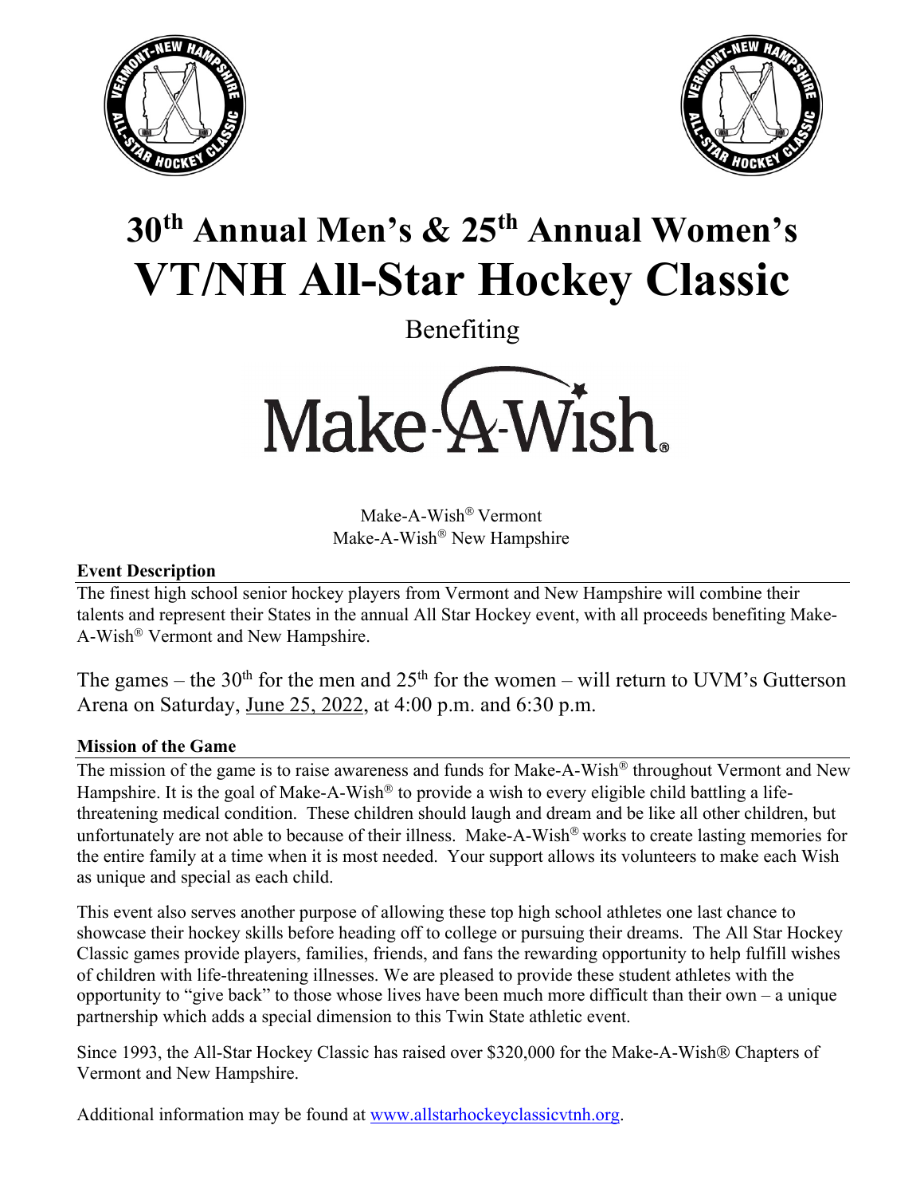# 30th Annual Men's & 25th Annual Women's VT/NH All-Star Hockey Classic

Benefiting

Make-A-Wish

Make-A-Wish® Vermont
Make-A-Wish® New Hampshire

## Event Description

The finest high school senior hockey players from Vermont and New Hampshire will combine their talents and represent their States in the annual All Star Hockey event, with all proceeds benefiting Make-A-Wish® Vermont and New Hampshire.

The games – the 30th for the men and 25th for the women – will return to UVM's Gutterson Arena on Saturday, June 25, 2022, at 4:00 p.m. and 6:30 p.m.

## Mission of the Game

The mission of the game is to raise awareness and funds for Make-A-Wish® throughout Vermont and New Hampshire. It is the goal of Make-A-Wish® to provide a wish to every eligible child battling a life-threatening medical condition. These children should laugh and dream and be like all other children, but unfortunately are not able to because of their illness. Make-A-Wish® works to create lasting memories for the entire family at a time when it is most needed. Your support allows its volunteers to make each Wish as unique and special as each child.

This event also serves another purpose of allowing these top high school athletes one last chance to showcase their hockey skills before heading off to college or pursuing their dreams. The All Star Hockey Classic games provide players, families, friends, and fans the rewarding opportunity to help fulfill wishes of children with life-threatening illnesses. We are pleased to provide these student athletes with the opportunity to "give back" to those whose lives have been much more difficult than their own – a unique partnership which adds a special dimension to this Twin State athletic event.

Since 1993, the All-Star Hockey Classic has raised over $320,000 for the Make-A-Wish® Chapters of Vermont and New Hampshire.

Additional information may be found at www.allstarhockeyclassicvtnh.org.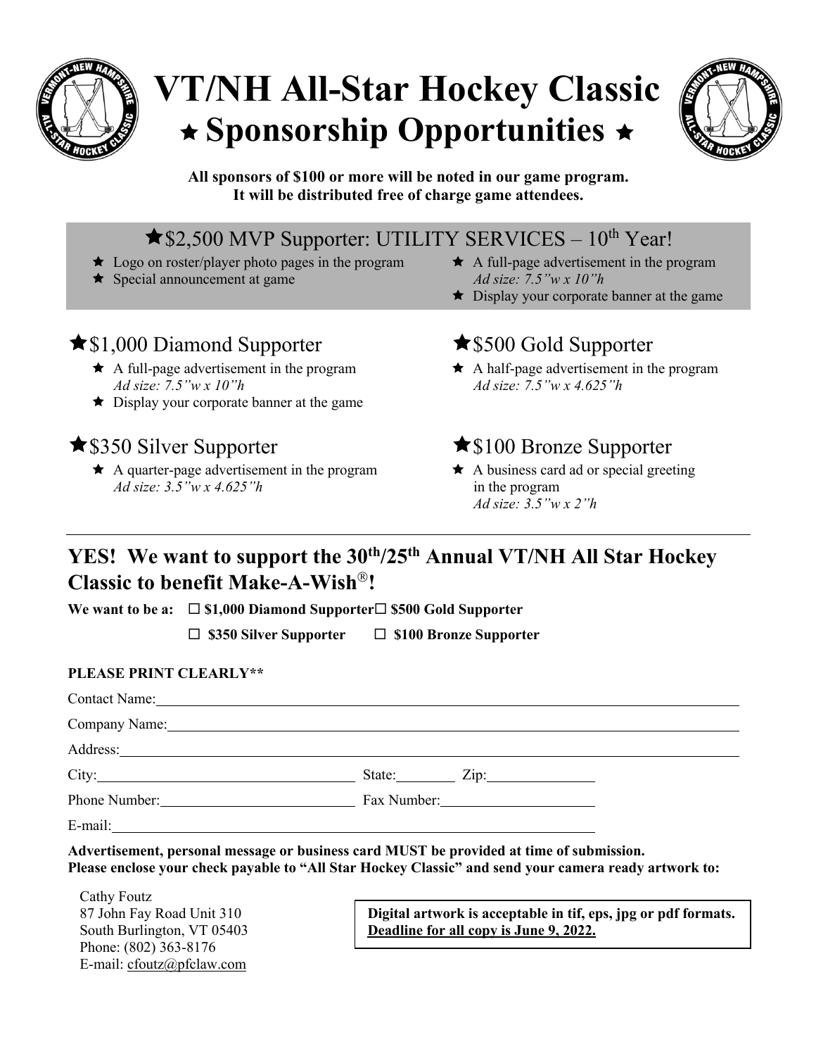# VT/NH All-Star Hockey Classic

## ★ Sponsorship Opportunities ★

**All sponsors of $100 or more will be noted in our game program.**
**It will be distributed free of charge game attendees.**

### ★$2,500 MVP Supporter: UTILITY SERVICES – 10th Year!

- ★ Logo on roster/player photo pages in the program
- ★ Special announcement at game
- ★ A full-page advertisement in the program
  *Ad size: 7.5"w x 10"h*
- ★ Display your corporate banner at the game

### ★$1,000 Diamond Supporter

- ★ A full-page advertisement in the program
  *Ad size: 7.5"w x 10"h*
- ★ Display your corporate banner at the game

### ★$500 Gold Supporter

- ★ A half-page advertisement in the program
  *Ad size: 7.5"w x 4.625"h*

### ★$350 Silver Supporter

- ★ A quarter-page advertisement in the program
  *Ad size: 3.5"w x 4.625"h*

### ★$100 Bronze Supporter

- ★ A business card ad or special greeting in the program
  *Ad size: 3.5"w x 2"h*

---

## YES! We want to support the 30th/25th Annual VT/NH All Star Hockey Classic to benefit Make-A-Wish®!

**We want to be a:** ☐ **$1,000 Diamond Supporter** ☐ **$500 Gold Supporter**

☐ **$350 Silver Supporter** ☐ **$100 Bronze Supporter**

**PLEASE PRINT CLEARLY\*\***

Contact Name: ______________________________

Company Name: ______________________________

Address: ______________________________

City: ____________________ State: ________ Zip: ____________

Phone Number: ____________________ Fax Number: ____________________

E-mail: ______________________________

**Advertisement, personal message or business card MUST be provided at time of submission.**
**Please enclose your check payable to "All Star Hockey Classic" and send your camera ready artwork to:**

Cathy Foutz
87 John Fay Road Unit 310
South Burlington, VT 05403
Phone: (802) 363-8176
E-mail: cfoutz@pfclaw.com

**Digital artwork is acceptable in tif, eps, jpg or pdf formats.**
**Deadline for all copy is June 9, 2022.**